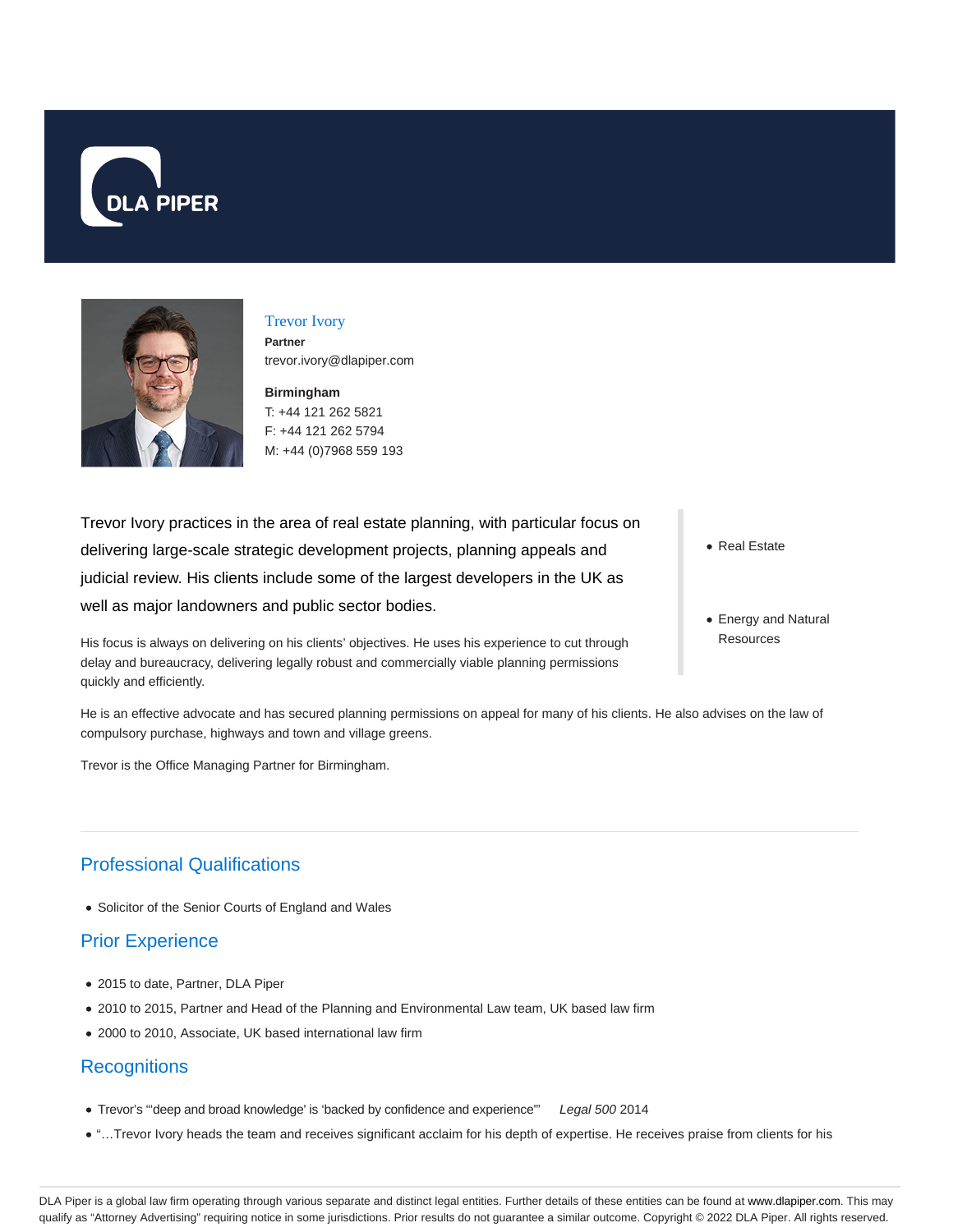# Trevor Ivory

**Partner**
trevor.ivory@dlapiper.com

**Birmingham**
T: +44 121 262 5821
F: +44 121 262 5794
M: +44 (0)7968 559 193

Trevor Ivory practices in the area of real estate planning, with particular focus on delivering large-scale strategic development projects, planning appeals and judicial review. His clients include some of the largest developers in the UK as well as major landowners and public sector bodies.

His focus is always on delivering on his clients' objectives. He uses his experience to cut through delay and bureaucracy, delivering legally robust and commercially viable planning permissions quickly and efficiently.

- Real Estate
- Energy and Natural Resources

He is an effective advocate and has secured planning permissions on appeal for many of his clients. He also advises on the law of compulsory purchase, highways and town and village greens.

Trevor is the Office Managing Partner for Birmingham.

## Professional Qualifications

- Solicitor of the Senior Courts of England and Wales

## Prior Experience

- 2015 to date, Partner, DLA Piper
- 2010 to 2015, Partner and Head of the Planning and Environmental Law team, UK based law firm
- 2000 to 2010, Associate, UK based international law firm

## Recognitions

- Trevor's "'deep and broad knowledge' is 'backed by confidence and experience'" *Legal 500* 2014
- "…Trevor Ivory heads the team and receives significant acclaim for his depth of expertise. He receives praise from clients for his

DLA Piper is a global law firm operating through various separate and distinct legal entities. Further details of these entities can be found at www.dlapiper.com. This may qualify as "Attorney Advertising" requiring notice in some jurisdictions. Prior results do not guarantee a similar outcome. Copyright © 2022 DLA Piper. All rights reserved.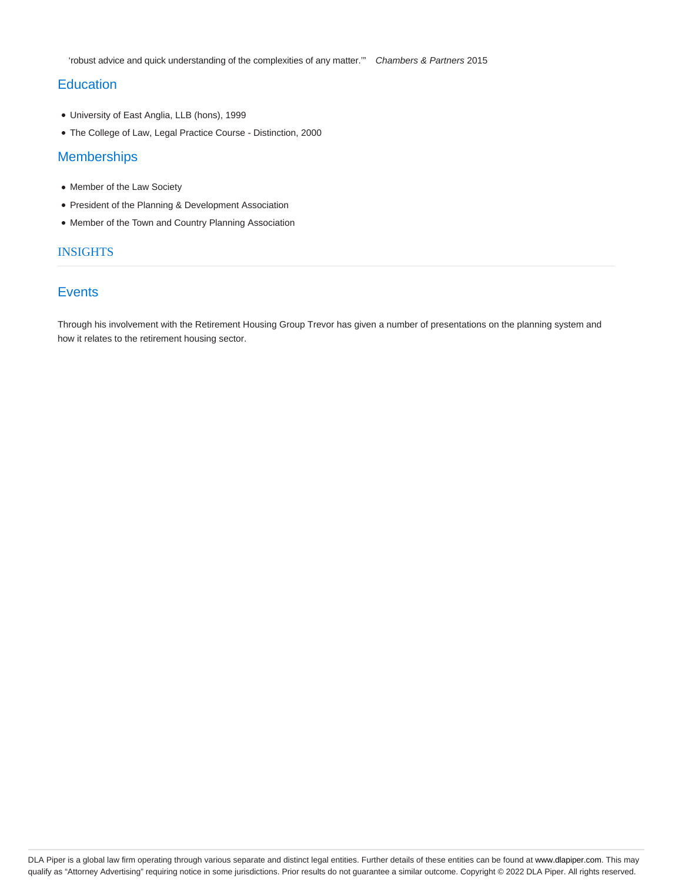'robust advice and quick understanding of the complexities of any matter.'" *Chambers & Partners* 2015

## Education

- University of East Anglia, LLB (hons), 1999
- The College of Law, Legal Practice Course - Distinction, 2000

## Memberships

- Member of the Law Society
- President of the Planning & Development Association
- Member of the Town and Country Planning Association

## INSIGHTS

## Events

Through his involvement with the Retirement Housing Group Trevor has given a number of presentations on the planning system and how it relates to the retirement housing sector.

DLA Piper is a global law firm operating through various separate and distinct legal entities. Further details of these entities can be found at www.dlapiper.com. This may qualify as "Attorney Advertising" requiring notice in some jurisdictions. Prior results do not guarantee a similar outcome. Copyright © 2022 DLA Piper. All rights reserved.